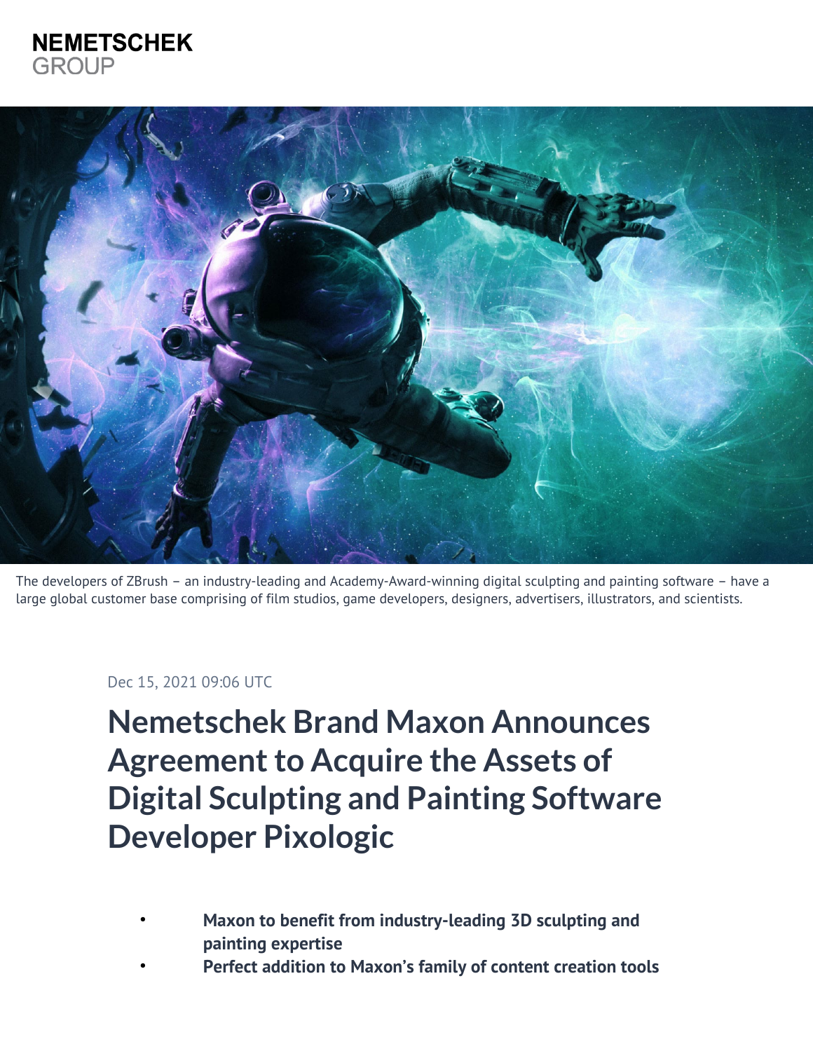NEMETSCHEK
GROUP

The developers of ZBrush – an industry-leading and Academy-Award-winning digital sculpting and painting software – have a large global customer base comprising of film studios, game developers, designers, advertisers, illustrators, and scientists.

Dec 15, 2021 09:06 UTC

# Nemetschek Brand Maxon Announces Agreement to Acquire the Assets of Digital Sculpting and Painting Software Developer Pixologic

- **Maxon to benefit from industry-leading 3D sculpting and painting expertise**
- **Perfect addition to Maxon's family of content creation tools**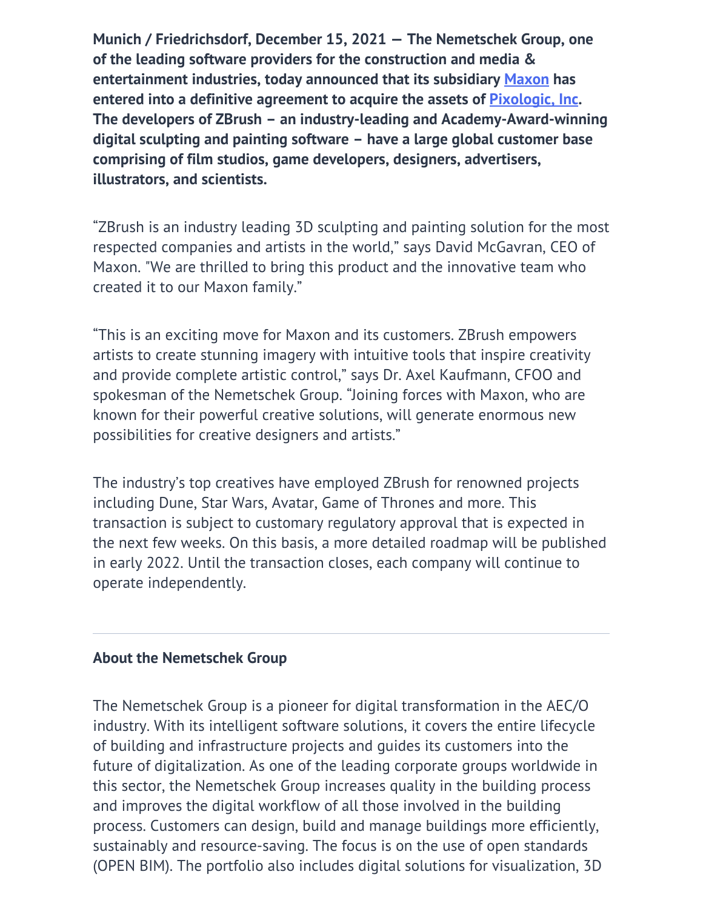**Munich / Friedrichsdorf, December 15, 2021 — The Nemetschek Group, one of the leading software providers for the construction and media & entertainment industries, today announced that its subsidiary [Maxon] has entered into a definitive agreement to acquire the assets of [Pixologic, Inc]. The developers of ZBrush – an industry-leading and Academy-Award-winning digital sculpting and painting software – have a large global customer base comprising of film studios, game developers, designers, advertisers, illustrators, and scientists.**

“ZBrush is an industry leading 3D sculpting and painting solution for the most respected companies and artists in the world,” says David McGavran, CEO of Maxon. "We are thrilled to bring this product and the innovative team who created it to our Maxon family.”

“This is an exciting move for Maxon and its customers. ZBrush empowers artists to create stunning imagery with intuitive tools that inspire creativity and provide complete artistic control,” says Dr. Axel Kaufmann, CFOO and spokesman of the Nemetschek Group. “Joining forces with Maxon, who are known for their powerful creative solutions, will generate enormous new possibilities for creative designers and artists.”

The industry’s top creatives have employed ZBrush for renowned projects including Dune, Star Wars, Avatar, Game of Thrones and more. This transaction is subject to customary regulatory approval that is expected in the next few weeks. On this basis, a more detailed roadmap will be published in early 2022. Until the transaction closes, each company will continue to operate independently.

---

**About the Nemetschek Group**

The Nemetschek Group is a pioneer for digital transformation in the AEC/O industry. With its intelligent software solutions, it covers the entire lifecycle of building and infrastructure projects and guides its customers into the future of digitalization. As one of the leading corporate groups worldwide in this sector, the Nemetschek Group increases quality in the building process and improves the digital workflow of all those involved in the building process. Customers can design, build and manage buildings more efficiently, sustainably and resource-saving. The focus is on the use of open standards (OPEN BIM). The portfolio also includes digital solutions for visualization, 3D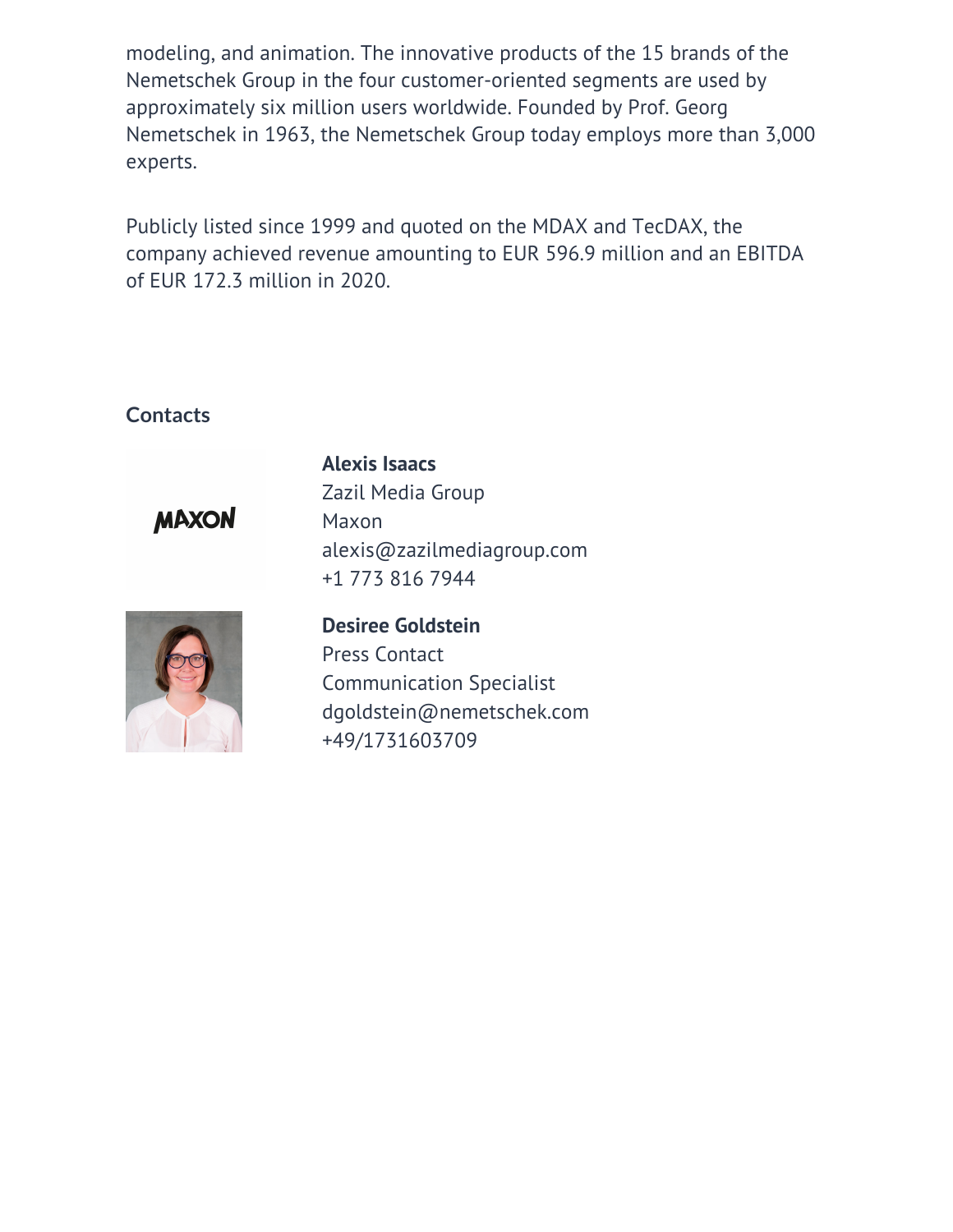modeling, and animation. The innovative products of the 15 brands of the Nemetschek Group in the four customer-oriented segments are used by approximately six million users worldwide. Founded by Prof. Georg Nemetschek in 1963, the Nemetschek Group today employs more than 3,000 experts.

Publicly listed since 1999 and quoted on the MDAX and TecDAX, the company achieved revenue amounting to EUR 596.9 million and an EBITDA of EUR 172.3 million in 2020.

## Contacts

**Alexis Isaacs**
Zazil Media Group
Maxon
alexis@zazilmediagroup.com
+1 773 816 7944

**Desiree Goldstein**
Press Contact
Communication Specialist
dgoldstein@nemetschek.com
+49/1731603709